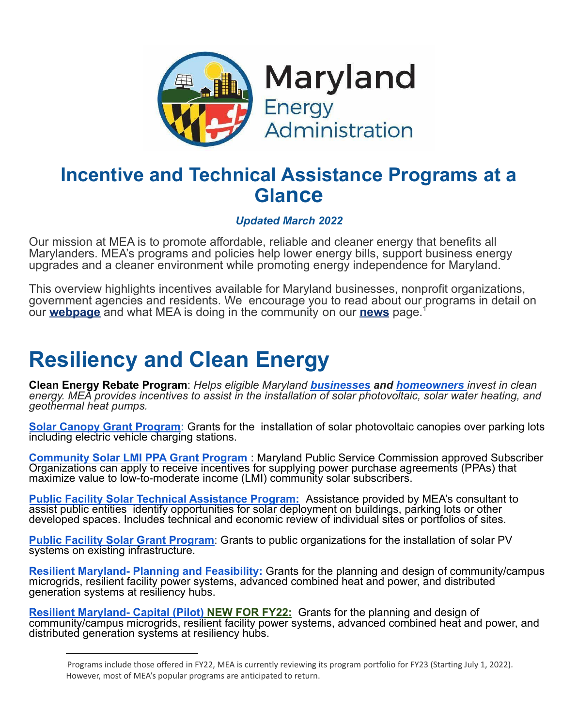Maryland Energy Administration

# Incentive and Technical Assistance Programs at a Glance

***Updated March 2022***

Our mission at MEA is to promote affordable, reliable and cleaner energy that benefits all Marylanders. MEA's programs and policies help lower energy bills, support business energy upgrades and a cleaner environment while promoting energy independence for Maryland.

This overview highlights incentives available for Maryland businesses, nonprofit organizations, government agencies and residents. We encourage you to read about our programs in detail on our **webpage** and what MEA is doing in the community on our **news** page.[1]

# Resiliency and Clean Energy

**Clean Energy Rebate Program**: *Helps eligible Maryland **businesses** and **homeowners** invest in clean energy. MEA provides incentives to assist in the installation of solar photovoltaic, solar water heating, and geothermal heat pumps.*

**Solar Canopy Grant Program:** Grants for the installation of solar photovoltaic canopies over parking lots including electric vehicle charging stations.

**Community Solar LMI PPA Grant Program** : Maryland Public Service Commission approved Subscriber Organizations can apply to receive incentives for supplying power purchase agreements (PPAs) that maximize value to low-to-moderate income (LMI) community solar subscribers.

**Public Facility Solar Technical Assistance Program:** Assistance provided by MEA's consultant to assist public entities identify opportunities for solar deployment on buildings, parking lots or other developed spaces. Includes technical and economic review of individual sites or portfolios of sites.

**Public Facility Solar Grant Program**: Grants to public organizations for the installation of solar PV systems on existing infrastructure.

**Resilient Maryland- Planning and Feasibility:** Grants for the planning and design of community/campus microgrids, resilient facility power systems, advanced combined heat and power, and distributed generation systems at resiliency hubs.

**Resilient Maryland- Capital (Pilot) NEW FOR FY22:** Grants for the planning and design of community/campus microgrids, resilient facility power systems, advanced combined heat and power, and distributed generation systems at resiliency hubs.

---

[1] Programs include those offered in FY22, MEA is currently reviewing its program portfolio for FY23 (Starting July 1, 2022). However, most of MEA's popular programs are anticipated to return.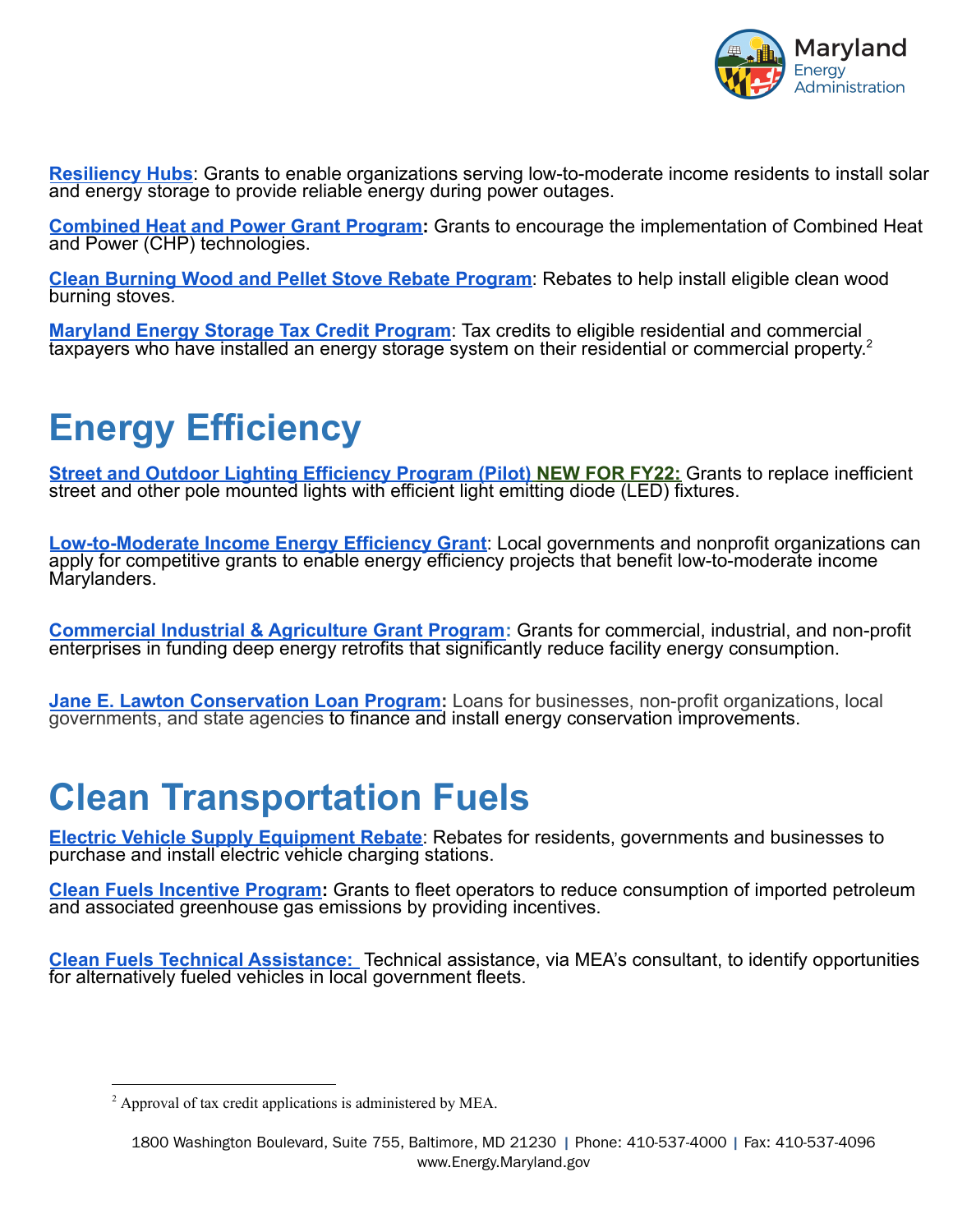**Resiliency Hubs**: Grants to enable organizations serving low-to-moderate income residents to install solar and energy storage to provide reliable energy during power outages.

**Combined Heat and Power Grant Program:** Grants to encourage the implementation of Combined Heat and Power (CHP) technologies.

**Clean Burning Wood and Pellet Stove Rebate Program**: Rebates to help install eligible clean wood burning stoves.

**Maryland Energy Storage Tax Credit Program**: Tax credits to eligible residential and commercial taxpayers who have installed an energy storage system on their residential or commercial property.[2]

# Energy Efficiency

**Street and Outdoor Lighting Efficiency Program (Pilot) NEW FOR FY22:** Grants to replace inefficient street and other pole mounted lights with efficient light emitting diode (LED) fixtures.

**Low-to-Moderate Income Energy Efficiency Grant**: Local governments and nonprofit organizations can apply for competitive grants to enable energy efficiency projects that benefit low-to-moderate income Marylanders.

**Commercial Industrial & Agriculture Grant Program:** Grants for commercial, industrial, and non-profit enterprises in funding deep energy retrofits that significantly reduce facility energy consumption.

**Jane E. Lawton Conservation Loan Program:** Loans for businesses, non-profit organizations, local governments, and state agencies to finance and install energy conservation improvements.

# Clean Transportation Fuels

**Electric Vehicle Supply Equipment Rebate**: Rebates for residents, governments and businesses to purchase and install electric vehicle charging stations.

**Clean Fuels Incentive Program:** Grants to fleet operators to reduce consumption of imported petroleum and associated greenhouse gas emissions by providing incentives.

**Clean Fuels Technical Assistance:** Technical assistance, via MEA's consultant, to identify opportunities for alternatively fueled vehicles in local government fleets.

[2] Approval of tax credit applications is administered by MEA.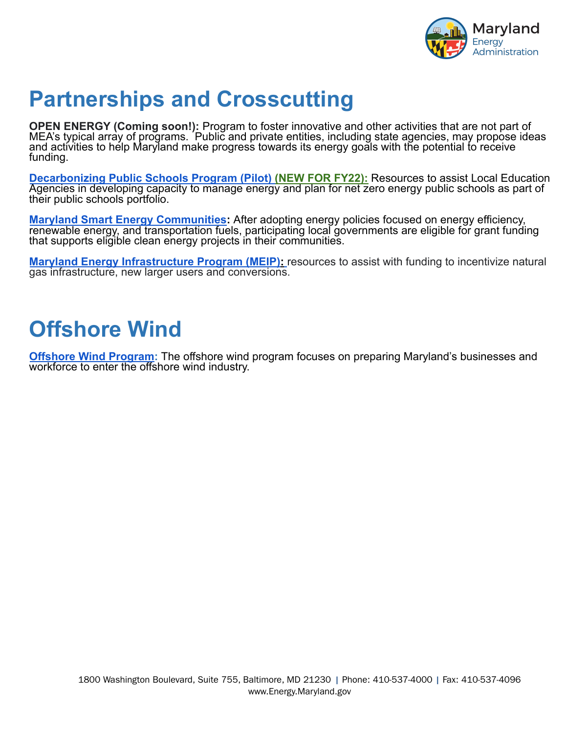# Partnerships and Crosscutting

**OPEN ENERGY (Coming soon!):** Program to foster innovative and other activities that are not part of MEA's typical array of programs. Public and private entities, including state agencies, may propose ideas and activities to help Maryland make progress towards its energy goals with the potential to receive funding.

**Decarbonizing Public Schools Program (Pilot) (NEW FOR FY22):** Resources to assist Local Education Agencies in developing capacity to manage energy and plan for net zero energy public schools as part of their public schools portfolio.

**Maryland Smart Energy Communities:** After adopting energy policies focused on energy efficiency, renewable energy, and transportation fuels, participating local governments are eligible for grant funding that supports eligible clean energy projects in their communities.

**Maryland Energy Infrastructure Program (MEIP):** resources to assist with funding to incentivize natural gas infrastructure, new larger users and conversions.

# Offshore Wind

**Offshore Wind Program:** The offshore wind program focuses on preparing Maryland's businesses and workforce to enter the offshore wind industry.